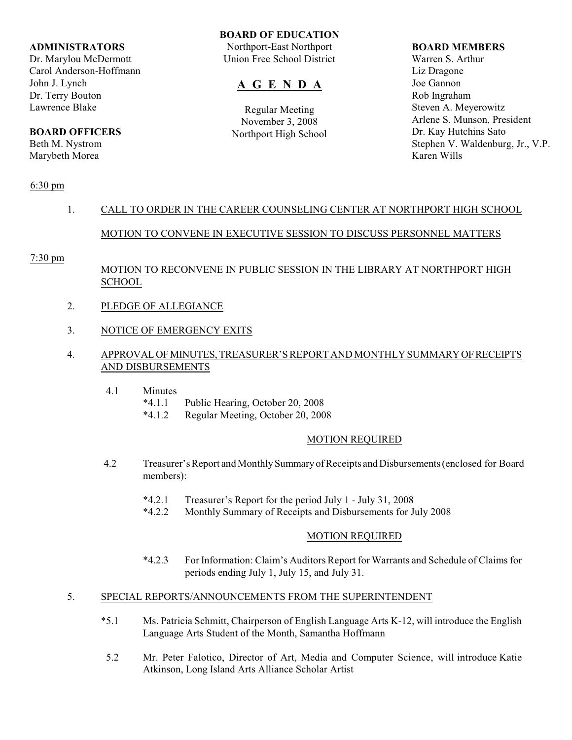**ADMINISTRATORS**
Dr. Marylou McDermott
Carol Anderson-Hoffmann
John J. Lynch
Dr. Terry Bouton
Lawrence Blake

**BOARD OFFICERS**
Beth M. Nystrom
Marybeth Morea

**BOARD OF EDUCATION**
Northport-East Northport
Union Free School District

# A G E N D A

Regular Meeting
November 3, 2008
Northport High School

**BOARD MEMBERS**
Warren S. Arthur
Liz Dragone
Joe Gannon
Rob Ingraham
Steven A. Meyerowitz
Arlene S. Munson, President
Dr. Kay Hutchins Sato
Stephen V. Waldenburg, Jr., V.P.
Karen Wills

6:30 pm

1. CALL TO ORDER IN THE CAREER COUNSELING CENTER AT NORTHPORT HIGH SCHOOL

   MOTION TO CONVENE IN EXECUTIVE SESSION TO DISCUSS PERSONNEL MATTERS

7:30 pm

   MOTION TO RECONVENE IN PUBLIC SESSION IN THE LIBRARY AT NORTHPORT HIGH SCHOOL

2. PLEDGE OF ALLEGIANCE

3. NOTICE OF EMERGENCY EXITS

4. APPROVAL OF MINUTES, TREASURER'S REPORT AND MONTHLY SUMMARY OF RECEIPTS AND DISBURSEMENTS

   4.1 Minutes
      *4.1.1 Public Hearing, October 20, 2008
      *4.1.2 Regular Meeting, October 20, 2008

      MOTION REQUIRED

   4.2 Treasurer's Report and Monthly Summary of Receipts and Disbursements (enclosed for Board members):

      *4.2.1 Treasurer's Report for the period July 1 - July 31, 2008
      *4.2.2 Monthly Summary of Receipts and Disbursements for July 2008

      MOTION REQUIRED

      *4.2.3 For Information: Claim's Auditors Report for Warrants and Schedule of Claims for periods ending July 1, July 15, and July 31.

5. SPECIAL REPORTS/ANNOUNCEMENTS FROM THE SUPERINTENDENT

   *5.1 Ms. Patricia Schmitt, Chairperson of English Language Arts K-12, will introduce the English Language Arts Student of the Month, Samantha Hoffmann

   5.2 Mr. Peter Falotico, Director of Art, Media and Computer Science, will introduce Katie Atkinson, Long Island Arts Alliance Scholar Artist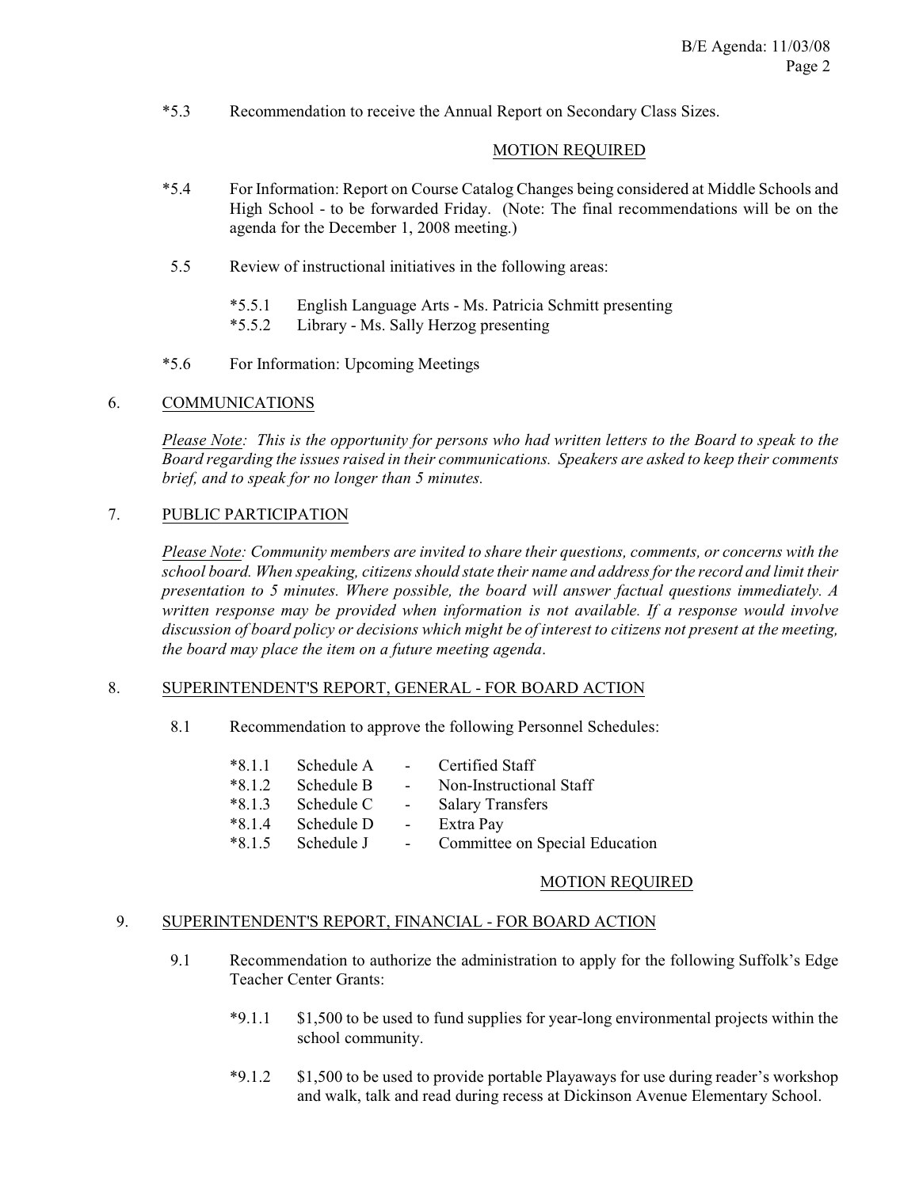*5.3 Recommendation to receive the Annual Report on Secondary Class Sizes.

MOTION REQUIRED

*5.4 For Information: Report on Course Catalog Changes being considered at Middle Schools and High School - to be forwarded Friday. (Note: The final recommendations will be on the agenda for the December 1, 2008 meeting.)

5.5 Review of instructional initiatives in the following areas:

- *5.5.1 English Language Arts - Ms. Patricia Schmitt presenting
- *5.5.2 Library - Ms. Sally Herzog presenting

*5.6 For Information: Upcoming Meetings

## 6. COMMUNICATIONS

*Please Note: This is the opportunity for persons who had written letters to the Board to speak to the Board regarding the issues raised in their communications. Speakers are asked to keep their comments brief, and to speak for no longer than 5 minutes.*

## 7. PUBLIC PARTICIPATION

*Please Note: Community members are invited to share their questions, comments, or concerns with the school board. When speaking, citizens should state their name and address for the record and limit their presentation to 5 minutes. Where possible, the board will answer factual questions immediately. A written response may be provided when information is not available. If a response would involve discussion of board policy or decisions which might be of interest to citizens not present at the meeting, the board may place the item on a future meeting agenda.*

## 8. SUPERINTENDENT'S REPORT, GENERAL - FOR BOARD ACTION

8.1 Recommendation to approve the following Personnel Schedules:

- *8.1.1 Schedule A - Certified Staff
- *8.1.2 Schedule B - Non-Instructional Staff
- *8.1.3 Schedule C - Salary Transfers
- *8.1.4 Schedule D - Extra Pay
- *8.1.5 Schedule J - Committee on Special Education

MOTION REQUIRED

## 9. SUPERINTENDENT'S REPORT, FINANCIAL - FOR BOARD ACTION

9.1 Recommendation to authorize the administration to apply for the following Suffolk's Edge Teacher Center Grants:

*9.1.1 $1,500 to be used to fund supplies for year-long environmental projects within the school community.

*9.1.2 $1,500 to be used to provide portable Playaways for use during reader's workshop and walk, talk and read during recess at Dickinson Avenue Elementary School.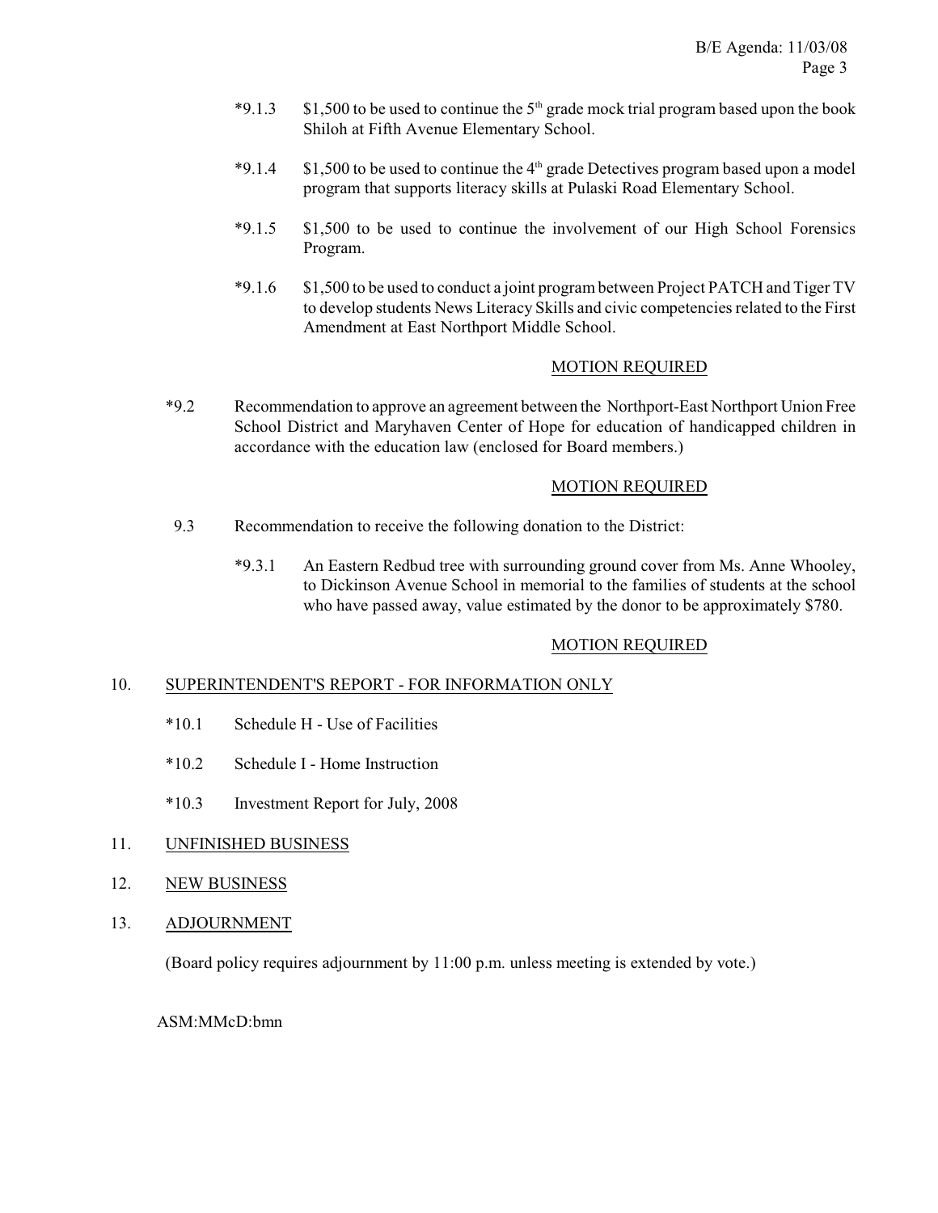*9.1.3 $1,500 to be used to continue the 5th grade mock trial program based upon the book Shiloh at Fifth Avenue Elementary School.

*9.1.4 $1,500 to be used to continue the 4th grade Detectives program based upon a model program that supports literacy skills at Pulaski Road Elementary School.

*9.1.5 $1,500 to be used to continue the involvement of our High School Forensics Program.

*9.1.6 $1,500 to be used to conduct a joint program between Project PATCH and Tiger TV to develop students News Literacy Skills and civic competencies related to the First Amendment at East Northport Middle School.

MOTION REQUIRED

*9.2 Recommendation to approve an agreement between the Northport-East Northport Union Free School District and Maryhaven Center of Hope for education of handicapped children in accordance with the education law (enclosed for Board members.)

MOTION REQUIRED

9.3 Recommendation to receive the following donation to the District:

*9.3.1 An Eastern Redbud tree with surrounding ground cover from Ms. Anne Whooley, to Dickinson Avenue School in memorial to the families of students at the school who have passed away, value estimated by the donor to be approximately $780.

MOTION REQUIRED

10. SUPERINTENDENT'S REPORT - FOR INFORMATION ONLY

*10.1 Schedule H - Use of Facilities

*10.2 Schedule I - Home Instruction

*10.3 Investment Report for July, 2008

11. UNFINISHED BUSINESS

12. NEW BUSINESS

13. ADJOURNMENT

(Board policy requires adjournment by 11:00 p.m. unless meeting is extended by vote.)

ASM:MMcD:bmn